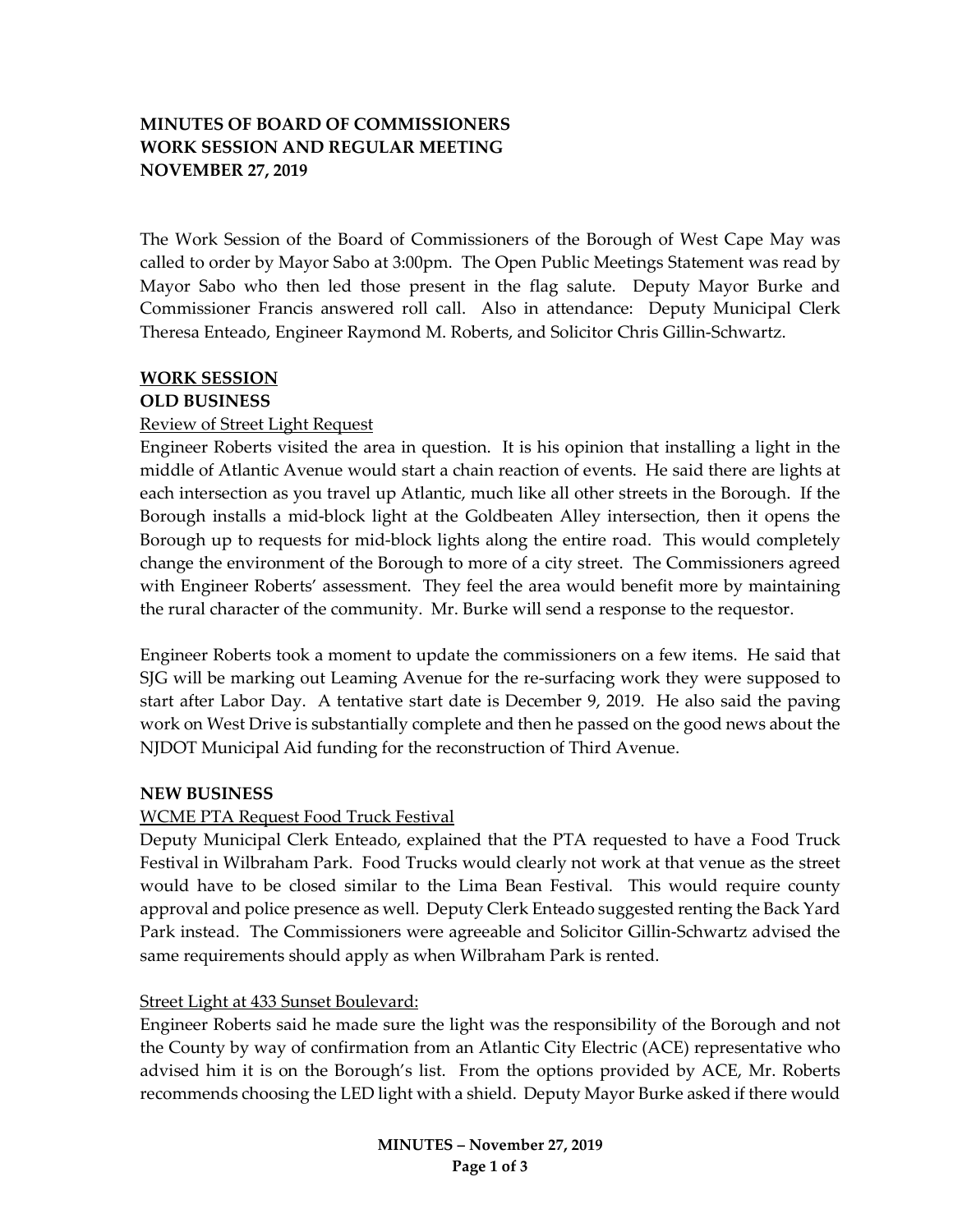**MINUTES OF BOARD OF COMMISSIONERS**
**WORK SESSION AND REGULAR MEETING**
**NOVEMBER 27, 2019**

The Work Session of the Board of Commissioners of the Borough of West Cape May was called to order by Mayor Sabo at 3:00pm. The Open Public Meetings Statement was read by Mayor Sabo who then led those present in the flag salute. Deputy Mayor Burke and Commissioner Francis answered roll call. Also in attendance: Deputy Municipal Clerk Theresa Enteado, Engineer Raymond M. Roberts, and Solicitor Chris Gillin-Schwartz.

**WORK SESSION**

**OLD BUSINESS**

Review of Street Light Request

Engineer Roberts visited the area in question. It is his opinion that installing a light in the middle of Atlantic Avenue would start a chain reaction of events. He said there are lights at each intersection as you travel up Atlantic, much like all other streets in the Borough. If the Borough installs a mid-block light at the Goldbeaten Alley intersection, then it opens the Borough up to requests for mid-block lights along the entire road. This would completely change the environment of the Borough to more of a city street. The Commissioners agreed with Engineer Roberts' assessment. They feel the area would benefit more by maintaining the rural character of the community. Mr. Burke will send a response to the requestor.

Engineer Roberts took a moment to update the commissioners on a few items. He said that SJG will be marking out Leaming Avenue for the re-surfacing work they were supposed to start after Labor Day. A tentative start date is December 9, 2019. He also said the paving work on West Drive is substantially complete and then he passed on the good news about the NJDOT Municipal Aid funding for the reconstruction of Third Avenue.

**NEW BUSINESS**

WCME PTA Request Food Truck Festival

Deputy Municipal Clerk Enteado, explained that the PTA requested to have a Food Truck Festival in Wilbraham Park. Food Trucks would clearly not work at that venue as the street would have to be closed similar to the Lima Bean Festival. This would require county approval and police presence as well. Deputy Clerk Enteado suggested renting the Back Yard Park instead. The Commissioners were agreeable and Solicitor Gillin-Schwartz advised the same requirements should apply as when Wilbraham Park is rented.

Street Light at 433 Sunset Boulevard:

Engineer Roberts said he made sure the light was the responsibility of the Borough and not the County by way of confirmation from an Atlantic City Electric (ACE) representative who advised him it is on the Borough's list. From the options provided by ACE, Mr. Roberts recommends choosing the LED light with a shield. Deputy Mayor Burke asked if there would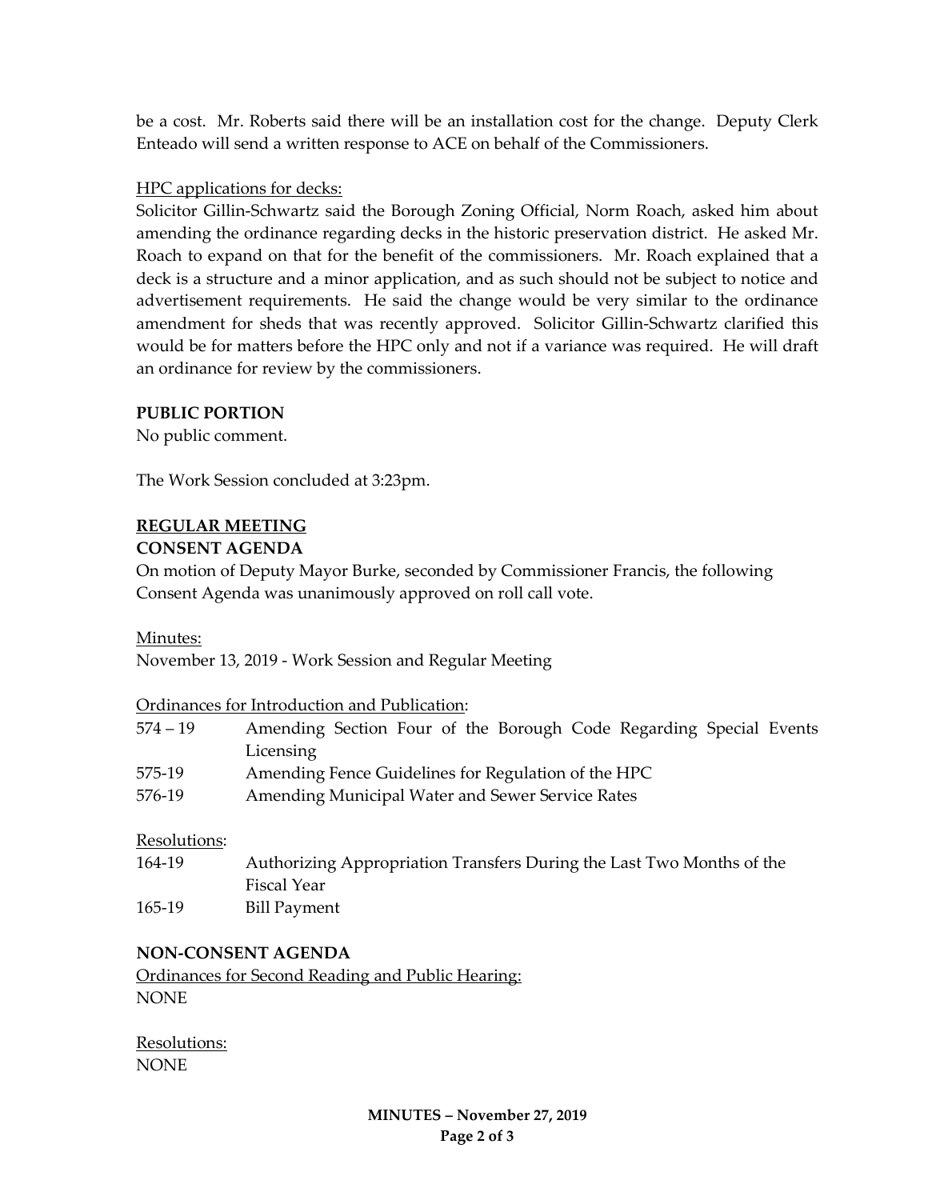be a cost. Mr. Roberts said there will be an installation cost for the change. Deputy Clerk Enteado will send a written response to ACE on behalf of the Commissioners.

HPC applications for decks:

Solicitor Gillin-Schwartz said the Borough Zoning Official, Norm Roach, asked him about amending the ordinance regarding decks in the historic preservation district. He asked Mr. Roach to expand on that for the benefit of the commissioners. Mr. Roach explained that a deck is a structure and a minor application, and as such should not be subject to notice and advertisement requirements. He said the change would be very similar to the ordinance amendment for sheds that was recently approved. Solicitor Gillin-Schwartz clarified this would be for matters before the HPC only and not if a variance was required. He will draft an ordinance for review by the commissioners.

**PUBLIC PORTION**

No public comment.

The Work Session concluded at 3:23pm.

**REGULAR MEETING**

**CONSENT AGENDA**

On motion of Deputy Mayor Burke, seconded by Commissioner Francis, the following Consent Agenda was unanimously approved on roll call vote.

Minutes:

November 13, 2019 - Work Session and Regular Meeting

Ordinances for Introduction and Publication:

| | |
|---|---|
| 574 – 19 | Amending Section Four of the Borough Code Regarding Special Events Licensing |
| 575-19 | Amending Fence Guidelines for Regulation of the HPC |
| 576-19 | Amending Municipal Water and Sewer Service Rates |

Resolutions:

| | |
|---|---|
| 164-19 | Authorizing Appropriation Transfers During the Last Two Months of the Fiscal Year |
| 165-19 | Bill Payment |

**NON-CONSENT AGENDA**

Ordinances for Second Reading and Public Hearing:

NONE

Resolutions:

NONE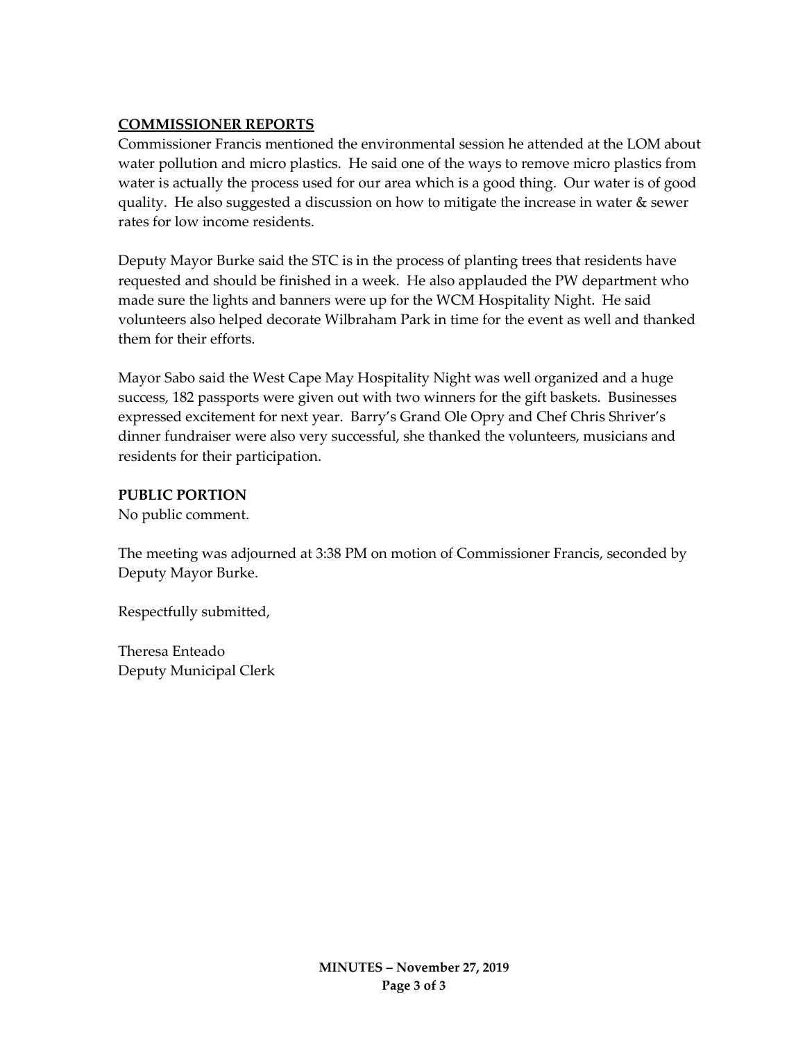**COMMISSIONER REPORTS**

Commissioner Francis mentioned the environmental session he attended at the LOM about water pollution and micro plastics. He said one of the ways to remove micro plastics from water is actually the process used for our area which is a good thing. Our water is of good quality. He also suggested a discussion on how to mitigate the increase in water & sewer rates for low income residents.

Deputy Mayor Burke said the STC is in the process of planting trees that residents have requested and should be finished in a week. He also applauded the PW department who made sure the lights and banners were up for the WCM Hospitality Night. He said volunteers also helped decorate Wilbraham Park in time for the event as well and thanked them for their efforts.

Mayor Sabo said the West Cape May Hospitality Night was well organized and a huge success, 182 passports were given out with two winners for the gift baskets. Businesses expressed excitement for next year. Barry's Grand Ole Opry and Chef Chris Shriver's dinner fundraiser were also very successful, she thanked the volunteers, musicians and residents for their participation.

**PUBLIC PORTION**

No public comment.

The meeting was adjourned at 3:38 PM on motion of Commissioner Francis, seconded by Deputy Mayor Burke.

Respectfully submitted,

Theresa Enteado
Deputy Municipal Clerk

**MINUTES – November 27, 2019**